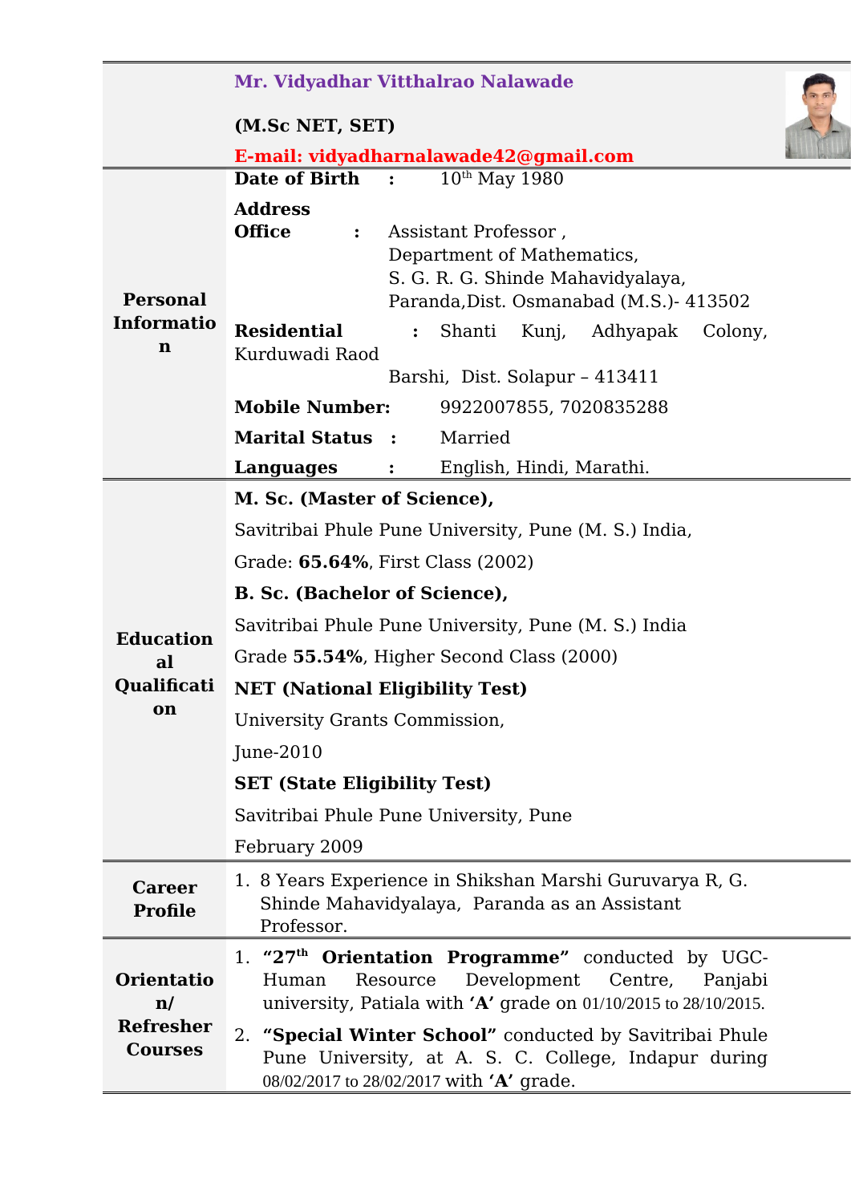**Mr. Vidyadhar Vitthalrao Nalawade**

**(M.Sc NET, SET)**

**E-mail: vidyadharnalawade42@gmail.com**

| | |
|---|---|
| **Personal Information** | **Date of Birth** : 10th May 1980<br>**Address**<br>**Office** : Assistant Professor , Department of Mathematics, S. G. R. G. Shinde Mahavidyalaya, Paranda,Dist. Osmanabad (M.S.)- 413502<br>**Residential** : Shanti Kunj, Adhyapak Colony, Kurduwadi Raod Barshi, Dist. Solapur – 413411<br>**Mobile Number:** 9922007855, 7020835288<br>**Marital Status** : Married<br>**Languages** : English, Hindi, Marathi. |
| **Educational Qualification** | **M. Sc. (Master of Science),**<br>Savitribai Phule Pune University, Pune (M. S.) India,<br>Grade: **65.64%**, First Class (2002)<br>**B. Sc. (Bachelor of Science),**<br>Savitribai Phule Pune University, Pune (M. S.) India<br>Grade **55.54%**, Higher Second Class (2000)<br>**NET (National Eligibility Test)**<br>University Grants Commission,<br>June-2010<br>**SET (State Eligibility Test)**<br>Savitribai Phule Pune University, Pune<br>February 2009 |
| **Career Profile** | 1. 8 Years Experience in Shikshan Marshi Guruvarya R, G. Shinde Mahavidyalaya, Paranda as an Assistant Professor. |
| **Orientation/ Refresher Courses** | 1. **"27th Orientation Programme"** conducted by UGC-Human Resource Development Centre, Panjabi university, Patiala with **'A'** grade on 01/10/2015 to 28/10/2015.<br>2. **"Special Winter School"** conducted by Savitribai Phule Pune University, at A. S. C. College, Indapur during 08/02/2017 to 28/02/2017 with **'A'** grade. |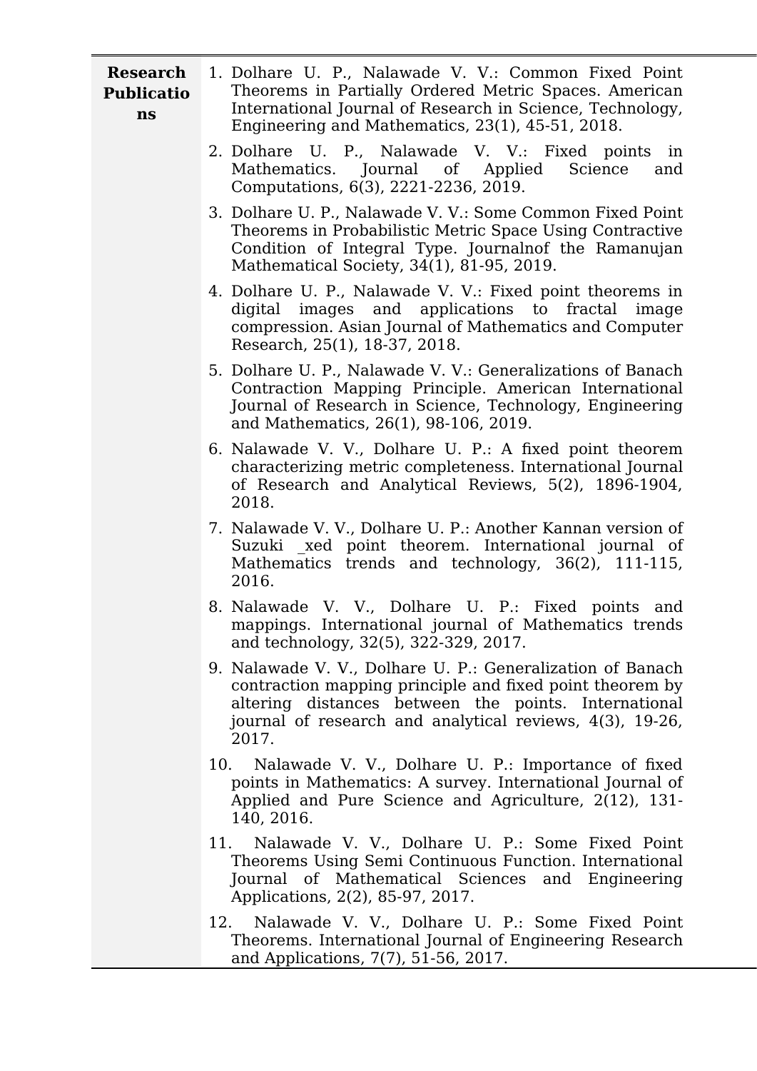| | |
|---|---|
| **Research Publications** | 1. Dolhare U. P., Nalawade V. V.: Common Fixed Point Theorems in Partially Ordered Metric Spaces. American International Journal of Research in Science, Technology, Engineering and Mathematics, 23(1), 45-51, 2018.<br>2. Dolhare U. P., Nalawade V. V.: Fixed points in Mathematics. Journal of Applied Science and Computations, 6(3), 2221-2236, 2019.<br>3. Dolhare U. P., Nalawade V. V.: Some Common Fixed Point Theorems in Probabilistic Metric Space Using Contractive Condition of Integral Type. Journalnof the Ramanujan Mathematical Society, 34(1), 81-95, 2019.<br>4. Dolhare U. P., Nalawade V. V.: Fixed point theorems in digital images and applications to fractal image compression. Asian Journal of Mathematics and Computer Research, 25(1), 18-37, 2018.<br>5. Dolhare U. P., Nalawade V. V.: Generalizations of Banach Contraction Mapping Principle. American International Journal of Research in Science, Technology, Engineering and Mathematics, 26(1), 98-106, 2019.<br>6. Nalawade V. V., Dolhare U. P.: A fixed point theorem characterizing metric completeness. International Journal of Research and Analytical Reviews, 5(2), 1896-1904, 2018.<br>7. Nalawade V. V., Dolhare U. P.: Another Kannan version of Suzuki _xed point theorem. International journal of Mathematics trends and technology, 36(2), 111-115, 2016.<br>8. Nalawade V. V., Dolhare U. P.: Fixed points and mappings. International journal of Mathematics trends and technology, 32(5), 322-329, 2017.<br>9. Nalawade V. V., Dolhare U. P.: Generalization of Banach contraction mapping principle and fixed point theorem by altering distances between the points. International journal of research and analytical reviews, 4(3), 19-26, 2017.<br>10. Nalawade V. V., Dolhare U. P.: Importance of fixed points in Mathematics: A survey. International Journal of Applied and Pure Science and Agriculture, 2(12), 131-140, 2016.<br>11. Nalawade V. V., Dolhare U. P.: Some Fixed Point Theorems Using Semi Continuous Function. International Journal of Mathematical Sciences and Engineering Applications, 2(2), 85-97, 2017.<br>12. Nalawade V. V., Dolhare U. P.: Some Fixed Point Theorems. International Journal of Engineering Research and Applications, 7(7), 51-56, 2017. |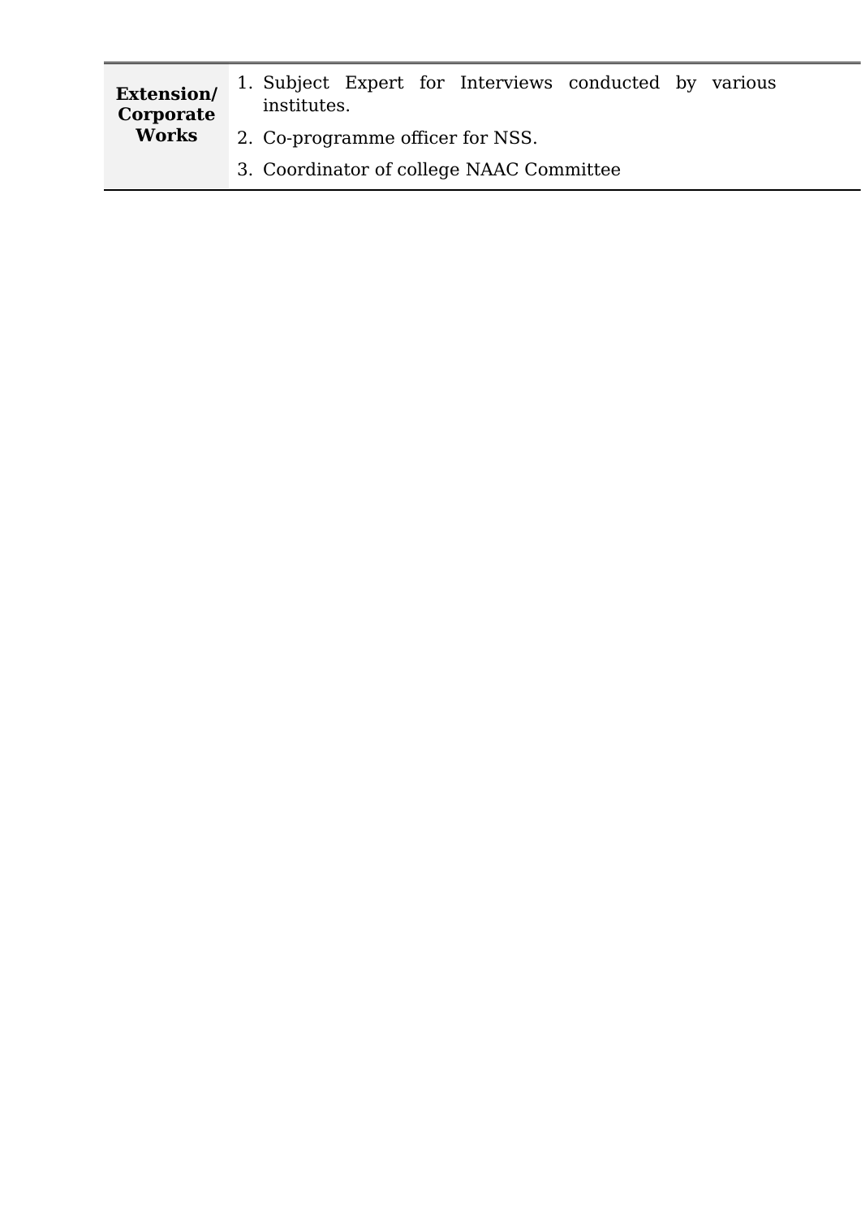| | |
|---|---|
| **Extension/ Corporate Works** | 1. Subject Expert for Interviews conducted by various institutes.<br>2. Co-programme officer for NSS.<br>3. Coordinator of college NAAC Committee |